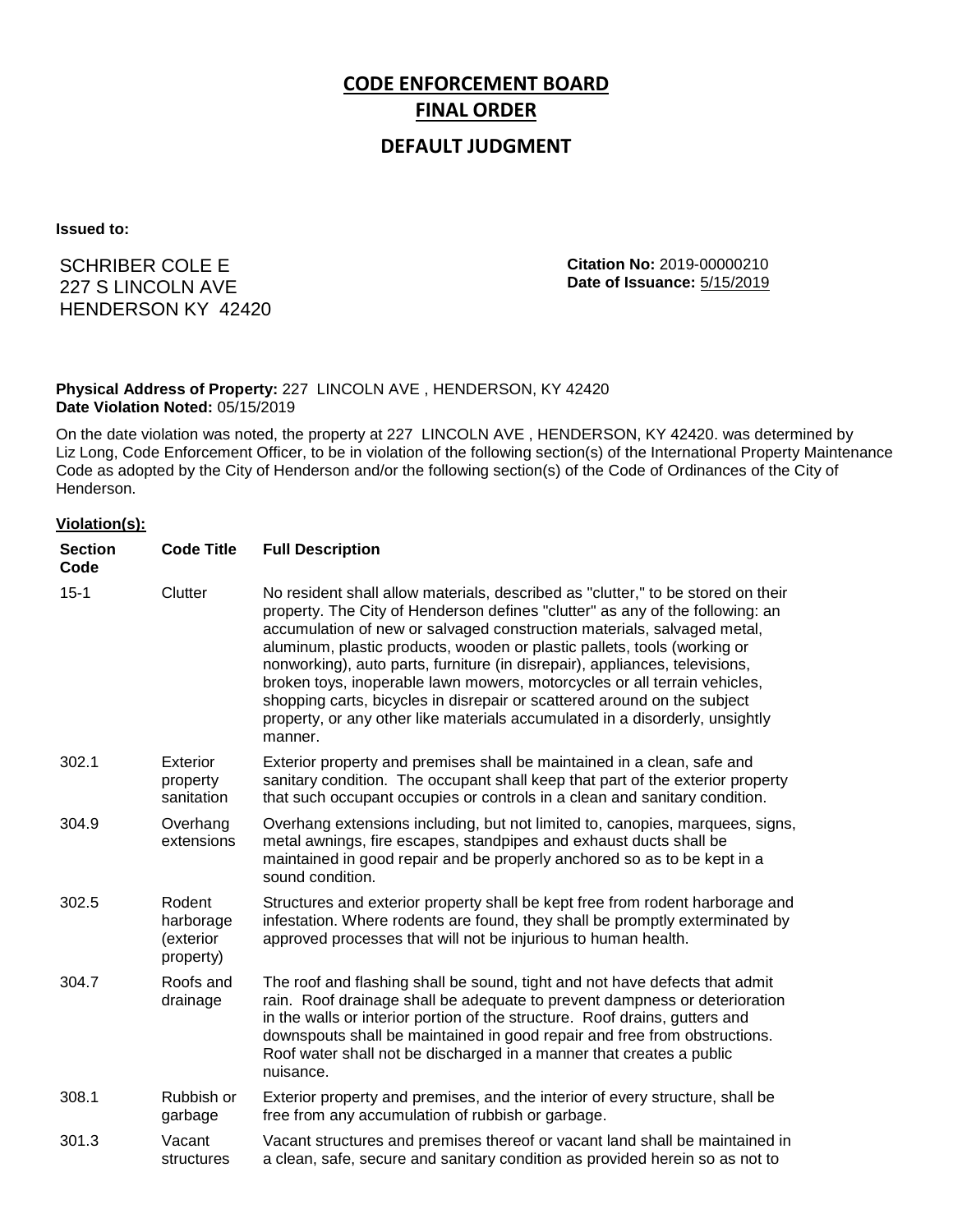# CODE ENFORCEMENT BOARD

## FINAL ORDER

### DEFAULT JUDGMENT

**Issued to:**

SCHRIBER COLE E
227 S LINCOLN AVE
HENDERSON KY 42420

**Citation No:** 2019-00000210
**Date of Issuance:** 5/15/2019

**Physical Address of Property:** 227 LINCOLN AVE , HENDERSON, KY 42420
**Date Violation Noted:** 05/15/2019

On the date violation was noted, the property at 227 LINCOLN AVE , HENDERSON, KY 42420. was determined by Liz Long, Code Enforcement Officer, to be in violation of the following section(s) of the International Property Maintenance Code as adopted by the City of Henderson and/or the following section(s) of the Code of Ordinances of the City of Henderson.

**Violation(s):**

| Section Code | Code Title | Full Description |
|---|---|---|
| 15-1 | Clutter | No resident shall allow materials, described as "clutter," to be stored on their property. The City of Henderson defines "clutter" as any of the following: an accumulation of new or salvaged construction materials, salvaged metal, aluminum, plastic products, wooden or plastic pallets, tools (working or nonworking), auto parts, furniture (in disrepair), appliances, televisions, broken toys, inoperable lawn mowers, motorcycles or all terrain vehicles, shopping carts, bicycles in disrepair or scattered around on the subject property, or any other like materials accumulated in a disorderly, unsightly manner. |
| 302.1 | Exterior property sanitation | Exterior property and premises shall be maintained in a clean, safe and sanitary condition. The occupant shall keep that part of the exterior property that such occupant occupies or controls in a clean and sanitary condition. |
| 304.9 | Overhang extensions | Overhang extensions including, but not limited to, canopies, marquees, signs, metal awnings, fire escapes, standpipes and exhaust ducts shall be maintained in good repair and be properly anchored so as to be kept in a sound condition. |
| 302.5 | Rodent harborage (exterior property) | Structures and exterior property shall be kept free from rodent harborage and infestation. Where rodents are found, they shall be promptly exterminated by approved processes that will not be injurious to human health. |
| 304.7 | Roofs and drainage | The roof and flashing shall be sound, tight and not have defects that admit rain. Roof drainage shall be adequate to prevent dampness or deterioration in the walls or interior portion of the structure. Roof drains, gutters and downspouts shall be maintained in good repair and free from obstructions. Roof water shall not be discharged in a manner that creates a public nuisance. |
| 308.1 | Rubbish or garbage | Exterior property and premises, and the interior of every structure, shall be free from any accumulation of rubbish or garbage. |
| 301.3 | Vacant structures | Vacant structures and premises thereof or vacant land shall be maintained in a clean, safe, secure and sanitary condition as provided herein so as not to |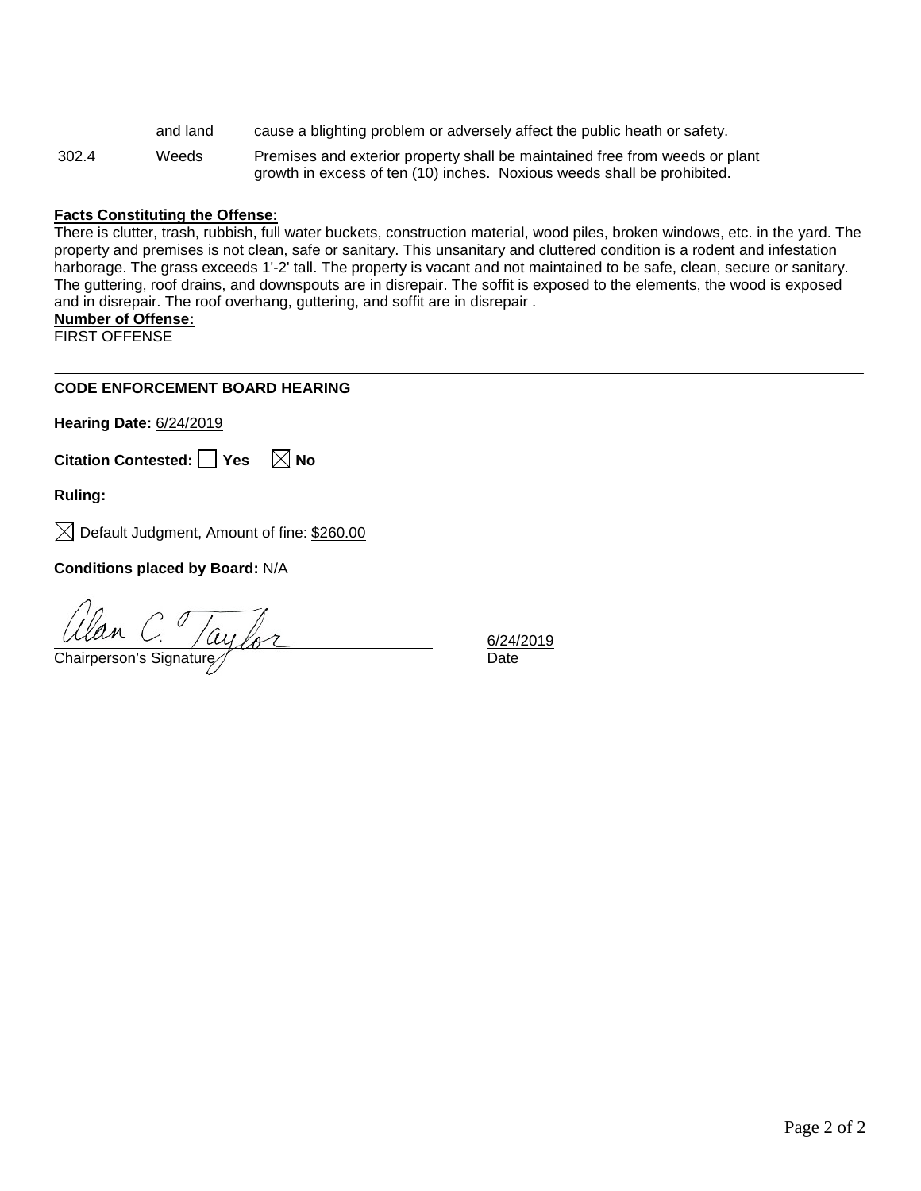|  |  |  |
|---|---|---|
|  | and land | cause a blighting problem or adversely affect the public heath or safety. |
| 302.4 | Weeds | Premises and exterior property shall be maintained free from weeds or plant growth in excess of ten (10) inches. Noxious weeds shall be prohibited. |

**Facts Constituting the Offense:**

There is clutter, trash, rubbish, full water buckets, construction material, wood piles, broken windows, etc. in the yard. The property and premises is not clean, safe or sanitary. This unsanitary and cluttered condition is a rodent and infestation harborage. The grass exceeds 1'-2' tall. The property is vacant and not maintained to be safe, clean, secure or sanitary. The guttering, roof drains, and downspouts are in disrepair. The soffit is exposed to the elements, the wood is exposed and in disrepair. The roof overhang, guttering, and soffit are in disrepair .

**Number of Offense:**

FIRST OFFENSE

---

**CODE ENFORCEMENT BOARD HEARING**

**Hearing Date:** 6/24/2019

**Citation Contested:** ☐ Yes ☒ No

**Ruling:**

☒ Default Judgment, Amount of fine: $260.00

**Conditions placed by Board:** N/A

Alan C. Taylor — Chairperson's Signature

6/24/2019 — Date